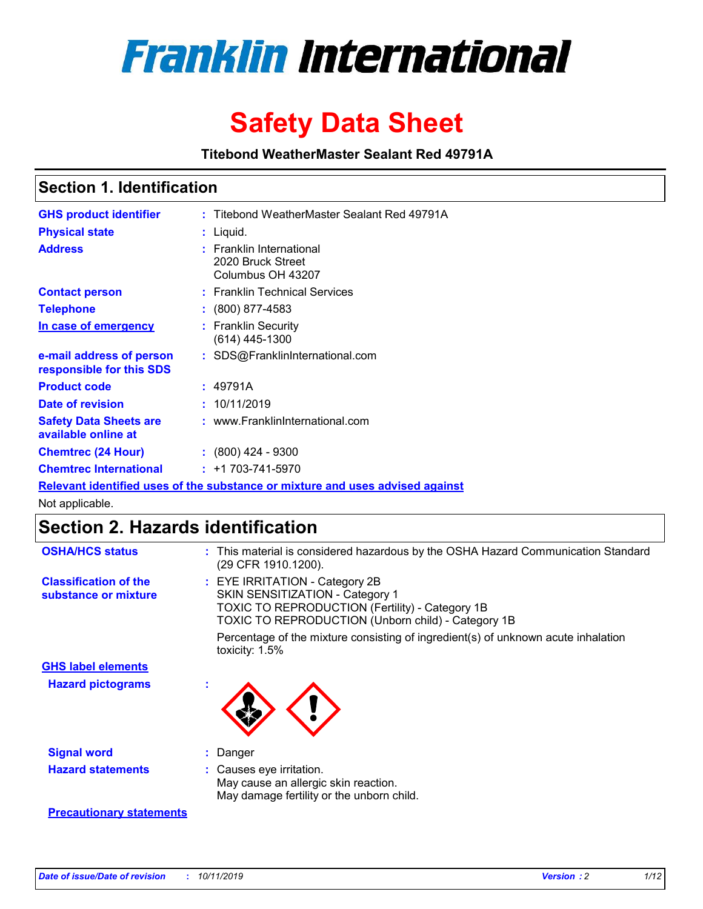# Franklin International

# Safety Data Sheet

**Titebond WeatherMaster Sealant Red 49791A**

## Section 1. Identification

| | | |
|---|---|---|
| **GHS product identifier** | : | Titebond WeatherMaster Sealant Red 49791A |
| **Physical state** | : | Liquid. |
| **Address** | : | Franklin International<br>2020 Bruck Street<br>Columbus OH 43207 |
| **Contact person** | : | Franklin Technical Services |
| **Telephone** | : | (800) 877-4583 |
| **In case of emergency** | : | Franklin Security<br>(614) 445-1300 |
| **e-mail address of person responsible for this SDS** | : | SDS@FranklinInternational.com |
| **Product code** | : | 49791A |
| **Date of revision** | : | 10/11/2019 |
| **Safety Data Sheets are available online at** | : | www.FranklinInternational.com |
| **Chemtrec (24 Hour)** | : | (800) 424 - 9300 |
| **Chemtrec International** | : | +1 703-741-5970 |

**Relevant identified uses of the substance or mixture and uses advised against**

Not applicable.

## Section 2. Hazards identification

| | | |
|---|---|---|
| **OSHA/HCS status** | : | This material is considered hazardous by the OSHA Hazard Communication Standard (29 CFR 1910.1200). |
| **Classification of the substance or mixture** | : | EYE IRRITATION - Category 2B<br>SKIN SENSITIZATION - Category 1<br>TOXIC TO REPRODUCTION (Fertility) - Category 1B<br>TOXIC TO REPRODUCTION (Unborn child) - Category 1B<br><br>Percentage of the mixture consisting of ingredient(s) of unknown acute inhalation toxicity: 1.5% |

**GHS label elements**

| | | |
|---|---|---|
| **Hazard pictograms** | : | |
| **Signal word** | : | Danger |
| **Hazard statements** | : | Causes eye irritation.<br>May cause an allergic skin reaction.<br>May damage fertility or the unborn child. |

**Precautionary statements**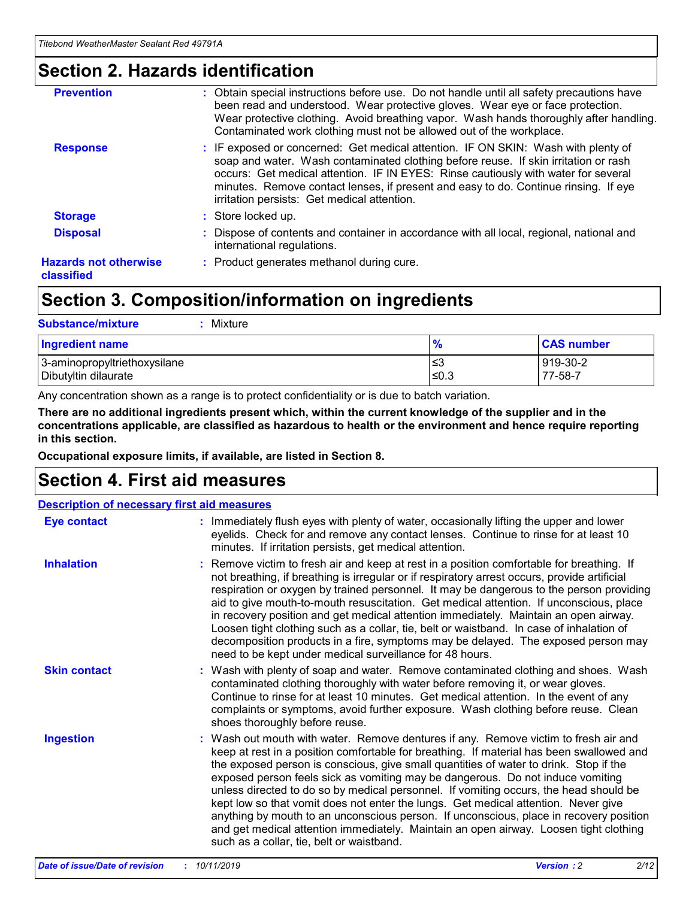## Section 2. Hazards identification

**Prevention** : Obtain special instructions before use. Do not handle until all safety precautions have been read and understood. Wear protective gloves. Wear eye or face protection. Wear protective clothing. Avoid breathing vapor. Wash hands thoroughly after handling. Contaminated work clothing must not be allowed out of the workplace.

**Response** : IF exposed or concerned: Get medical attention. IF ON SKIN: Wash with plenty of soap and water. Wash contaminated clothing before reuse. If skin irritation or rash occurs: Get medical attention. IF IN EYES: Rinse cautiously with water for several minutes. Remove contact lenses, if present and easy to do. Continue rinsing. If eye irritation persists: Get medical attention.

**Storage** : Store locked up.

**Disposal** : Dispose of contents and container in accordance with all local, regional, national and international regulations.

**Hazards not otherwise classified** : Product generates methanol during cure.

## Section 3. Composition/information on ingredients

**Substance/mixture** : Mixture

| Ingredient name | % | CAS number |
| --- | --- | --- |
| 3-aminopropyltriethoxysilane | ≤3 | 919-30-2 |
| Dibutyltin dilaurate | ≤0.3 | 77-58-7 |

Any concentration shown as a range is to protect confidentiality or is due to batch variation.

**There are no additional ingredients present which, within the current knowledge of the supplier and in the concentrations applicable, are classified as hazardous to health or the environment and hence require reporting in this section.**

**Occupational exposure limits, if available, are listed in Section 8.**

## Section 4. First aid measures

### Description of necessary first aid measures

**Eye contact** : Immediately flush eyes with plenty of water, occasionally lifting the upper and lower eyelids. Check for and remove any contact lenses. Continue to rinse for at least 10 minutes. If irritation persists, get medical attention.

**Inhalation** : Remove victim to fresh air and keep at rest in a position comfortable for breathing. If not breathing, if breathing is irregular or if respiratory arrest occurs, provide artificial respiration or oxygen by trained personnel. It may be dangerous to the person providing aid to give mouth-to-mouth resuscitation. Get medical attention. If unconscious, place in recovery position and get medical attention immediately. Maintain an open airway. Loosen tight clothing such as a collar, tie, belt or waistband. In case of inhalation of decomposition products in a fire, symptoms may be delayed. The exposed person may need to be kept under medical surveillance for 48 hours.

**Skin contact** : Wash with plenty of soap and water. Remove contaminated clothing and shoes. Wash contaminated clothing thoroughly with water before removing it, or wear gloves. Continue to rinse for at least 10 minutes. Get medical attention. In the event of any complaints or symptoms, avoid further exposure. Wash clothing before reuse. Clean shoes thoroughly before reuse.

**Ingestion** : Wash out mouth with water. Remove dentures if any. Remove victim to fresh air and keep at rest in a position comfortable for breathing. If material has been swallowed and the exposed person is conscious, give small quantities of water to drink. Stop if the exposed person feels sick as vomiting may be dangerous. Do not induce vomiting unless directed to do so by medical personnel. If vomiting occurs, the head should be kept low so that vomit does not enter the lungs. Get medical attention. Never give anything by mouth to an unconscious person. If unconscious, place in recovery position and get medical attention immediately. Maintain an open airway. Loosen tight clothing such as a collar, tie, belt or waistband.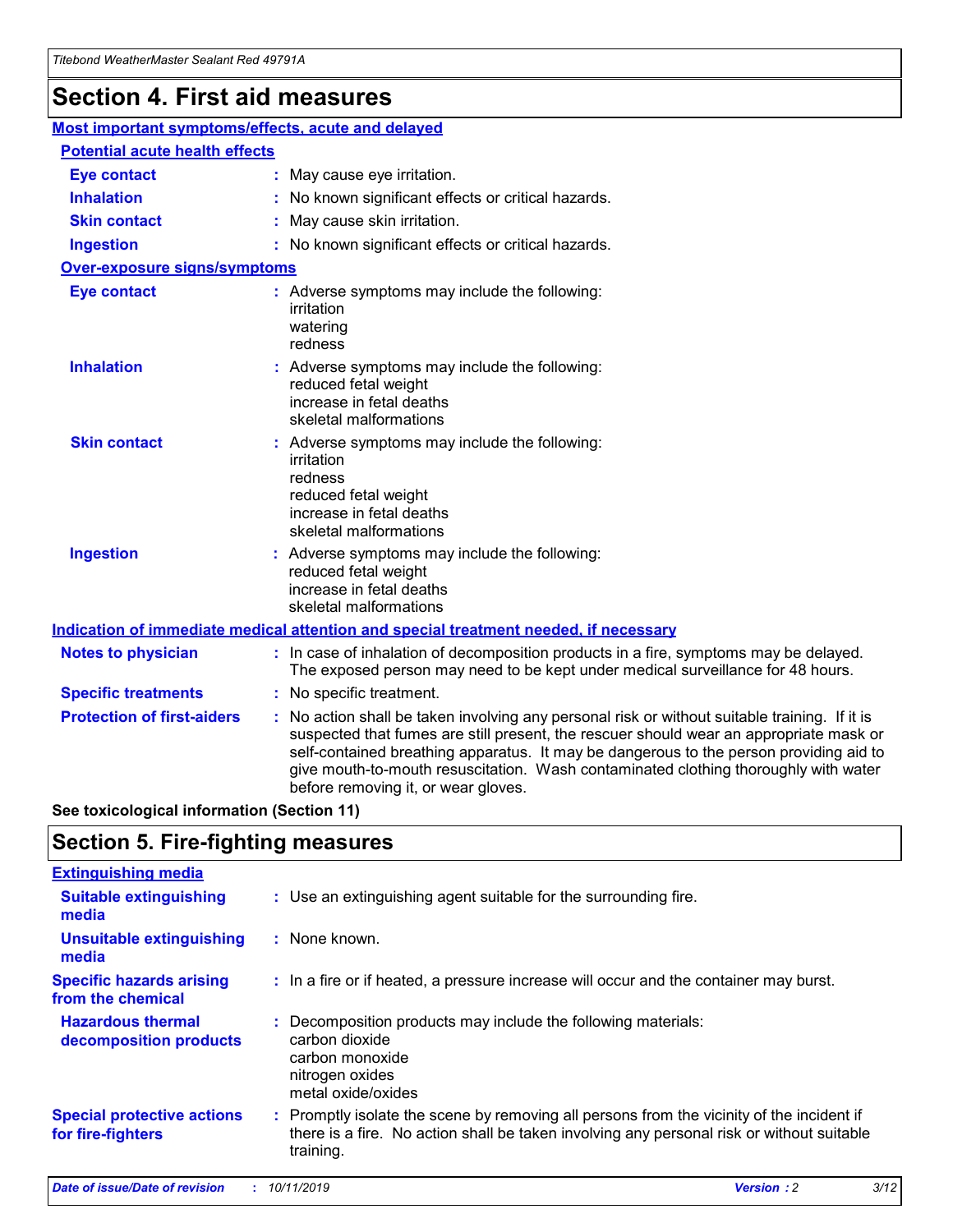# Section 4. First aid measures

## Most important symptoms/effects, acute and delayed

### Potential acute health effects

**Eye contact** : May cause eye irritation.

**Inhalation** : No known significant effects or critical hazards.

**Skin contact** : May cause skin irritation.

**Ingestion** : No known significant effects or critical hazards.

### Over-exposure signs/symptoms

**Eye contact** : Adverse symptoms may include the following:
irritation
watering
redness

**Inhalation** : Adverse symptoms may include the following:
reduced fetal weight
increase in fetal deaths
skeletal malformations

**Skin contact** : Adverse symptoms may include the following:
irritation
redness
reduced fetal weight
increase in fetal deaths
skeletal malformations

**Ingestion** : Adverse symptoms may include the following:
reduced fetal weight
increase in fetal deaths
skeletal malformations

## Indication of immediate medical attention and special treatment needed, if necessary

**Notes to physician** : In case of inhalation of decomposition products in a fire, symptoms may be delayed. The exposed person may need to be kept under medical surveillance for 48 hours.

**Specific treatments** : No specific treatment.

**Protection of first-aiders** : No action shall be taken involving any personal risk or without suitable training. If it is suspected that fumes are still present, the rescuer should wear an appropriate mask or self-contained breathing apparatus. It may be dangerous to the person providing aid to give mouth-to-mouth resuscitation. Wash contaminated clothing thoroughly with water before removing it, or wear gloves.

**See toxicological information (Section 11)**

# Section 5. Fire-fighting measures

## Extinguishing media

**Suitable extinguishing media** : Use an extinguishing agent suitable for the surrounding fire.

**Unsuitable extinguishing media** : None known.

**Specific hazards arising from the chemical** : In a fire or if heated, a pressure increase will occur and the container may burst.

**Hazardous thermal decomposition products** : Decomposition products may include the following materials:
carbon dioxide
carbon monoxide
nitrogen oxides
metal oxide/oxides

**Special protective actions for fire-fighters** : Promptly isolate the scene by removing all persons from the vicinity of the incident if there is a fire. No action shall be taken involving any personal risk or without suitable training.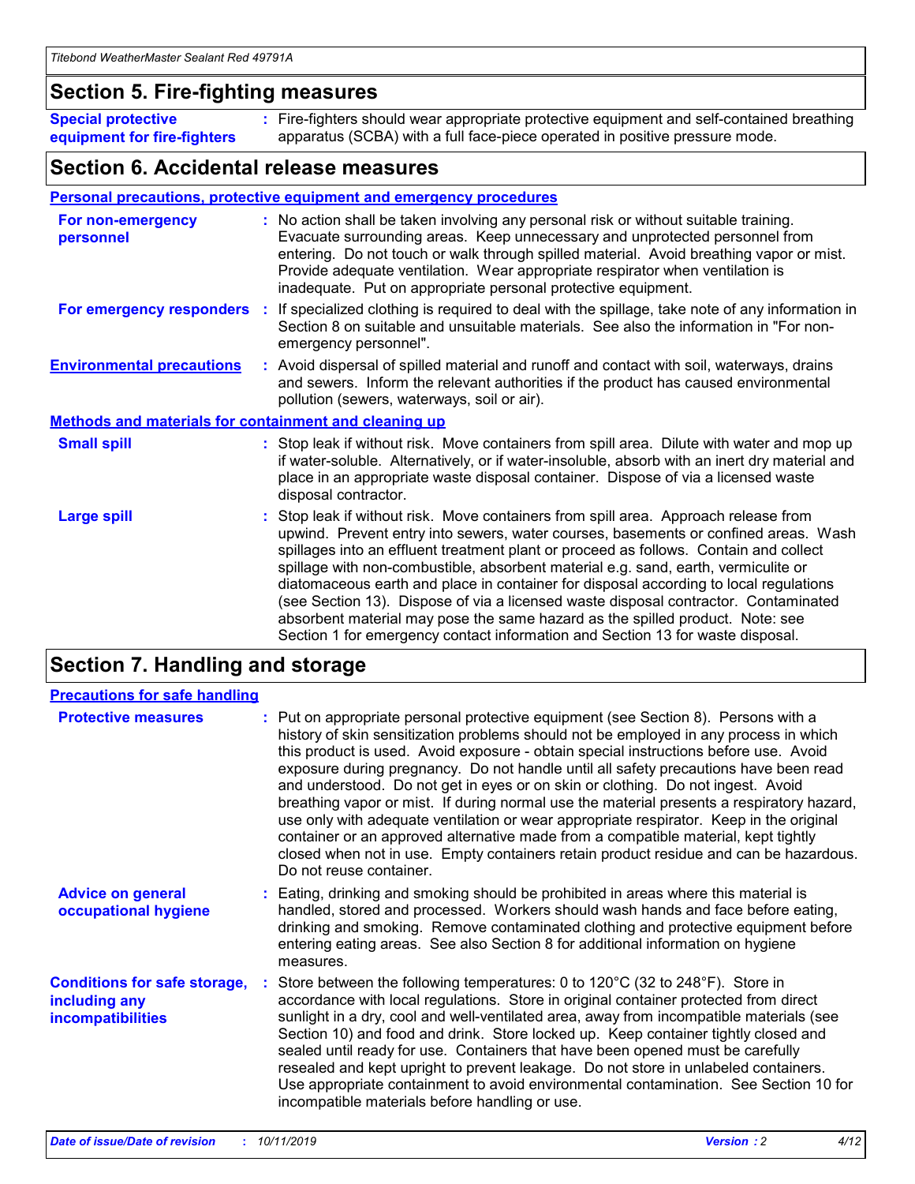## Section 5. Fire-fighting measures

**Special protective equipment for fire-fighters** : Fire-fighters should wear appropriate protective equipment and self-contained breathing apparatus (SCBA) with a full face-piece operated in positive pressure mode.

## Section 6. Accidental release measures

### Personal precautions, protective equipment and emergency procedures

**For non-emergency personnel** : No action shall be taken involving any personal risk or without suitable training. Evacuate surrounding areas. Keep unnecessary and unprotected personnel from entering. Do not touch or walk through spilled material. Avoid breathing vapor or mist. Provide adequate ventilation. Wear appropriate respirator when ventilation is inadequate. Put on appropriate personal protective equipment.

**For emergency responders** : If specialized clothing is required to deal with the spillage, take note of any information in Section 8 on suitable and unsuitable materials. See also the information in "For non-emergency personnel".

**Environmental precautions** : Avoid dispersal of spilled material and runoff and contact with soil, waterways, drains and sewers. Inform the relevant authorities if the product has caused environmental pollution (sewers, waterways, soil or air).

### Methods and materials for containment and cleaning up

**Small spill** : Stop leak if without risk. Move containers from spill area. Dilute with water and mop up if water-soluble. Alternatively, or if water-insoluble, absorb with an inert dry material and place in an appropriate waste disposal container. Dispose of via a licensed waste disposal contractor.

**Large spill** : Stop leak if without risk. Move containers from spill area. Approach release from upwind. Prevent entry into sewers, water courses, basements or confined areas. Wash spillages into an effluent treatment plant or proceed as follows. Contain and collect spillage with non-combustible, absorbent material e.g. sand, earth, vermiculite or diatomaceous earth and place in container for disposal according to local regulations (see Section 13). Dispose of via a licensed waste disposal contractor. Contaminated absorbent material may pose the same hazard as the spilled product. Note: see Section 1 for emergency contact information and Section 13 for waste disposal.

## Section 7. Handling and storage

### Precautions for safe handling

**Protective measures** : Put on appropriate personal protective equipment (see Section 8). Persons with a history of skin sensitization problems should not be employed in any process in which this product is used. Avoid exposure - obtain special instructions before use. Avoid exposure during pregnancy. Do not handle until all safety precautions have been read and understood. Do not get in eyes or on skin or clothing. Do not ingest. Avoid breathing vapor or mist. If during normal use the material presents a respiratory hazard, use only with adequate ventilation or wear appropriate respirator. Keep in the original container or an approved alternative made from a compatible material, kept tightly closed when not in use. Empty containers retain product residue and can be hazardous. Do not reuse container.

**Advice on general occupational hygiene** : Eating, drinking and smoking should be prohibited in areas where this material is handled, stored and processed. Workers should wash hands and face before eating, drinking and smoking. Remove contaminated clothing and protective equipment before entering eating areas. See also Section 8 for additional information on hygiene measures.

**Conditions for safe storage, including any incompatibilities** : Store between the following temperatures: 0 to 120°C (32 to 248°F). Store in accordance with local regulations. Store in original container protected from direct sunlight in a dry, cool and well-ventilated area, away from incompatible materials (see Section 10) and food and drink. Store locked up. Keep container tightly closed and sealed until ready for use. Containers that have been opened must be carefully resealed and kept upright to prevent leakage. Do not store in unlabeled containers. Use appropriate containment to avoid environmental contamination. See Section 10 for incompatible materials before handling or use.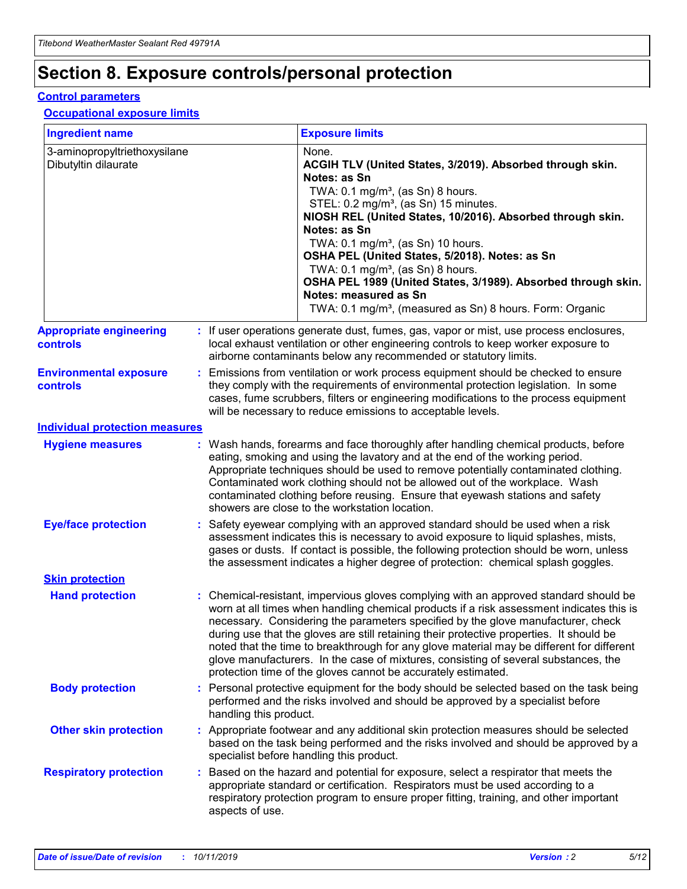# Section 8. Exposure controls/personal protection

## Control parameters

### Occupational exposure limits

| Ingredient name | Exposure limits |
| --- | --- |
| 3-aminopropyltriethoxysilane<br>Dibutyltin dilaurate | None.<br>**ACGIH TLV (United States, 3/2019). Absorbed through skin. Notes: as Sn**<br>TWA: 0.1 mg/m³, (as Sn) 8 hours.<br>STEL: 0.2 mg/m³, (as Sn) 15 minutes.<br>**NIOSH REL (United States, 10/2016). Absorbed through skin. Notes: as Sn**<br>TWA: 0.1 mg/m³, (as Sn) 10 hours.<br>**OSHA PEL (United States, 5/2018). Notes: as Sn**<br>TWA: 0.1 mg/m³, (as Sn) 8 hours.<br>**OSHA PEL 1989 (United States, 3/1989). Absorbed through skin. Notes: measured as Sn**<br>TWA: 0.1 mg/m³, (measured as Sn) 8 hours. Form: Organic |

**Appropriate engineering controls** : If user operations generate dust, fumes, gas, vapor or mist, use process enclosures, local exhaust ventilation or other engineering controls to keep worker exposure to airborne contaminants below any recommended or statutory limits.

**Environmental exposure controls** : Emissions from ventilation or work process equipment should be checked to ensure they comply with the requirements of environmental protection legislation. In some cases, fume scrubbers, filters or engineering modifications to the process equipment will be necessary to reduce emissions to acceptable levels.

## Individual protection measures

**Hygiene measures** : Wash hands, forearms and face thoroughly after handling chemical products, before eating, smoking and using the lavatory and at the end of the working period. Appropriate techniques should be used to remove potentially contaminated clothing. Contaminated work clothing should not be allowed out of the workplace. Wash contaminated clothing before reusing. Ensure that eyewash stations and safety showers are close to the workstation location.

**Eye/face protection** : Safety eyewear complying with an approved standard should be used when a risk assessment indicates this is necessary to avoid exposure to liquid splashes, mists, gases or dusts. If contact is possible, the following protection should be worn, unless the assessment indicates a higher degree of protection: chemical splash goggles.

### Skin protection

**Hand protection** : Chemical-resistant, impervious gloves complying with an approved standard should be worn at all times when handling chemical products if a risk assessment indicates this is necessary. Considering the parameters specified by the glove manufacturer, check during use that the gloves are still retaining their protective properties. It should be noted that the time to breakthrough for any glove material may be different for different glove manufacturers. In the case of mixtures, consisting of several substances, the protection time of the gloves cannot be accurately estimated.

**Body protection** : Personal protective equipment for the body should be selected based on the task being performed and the risks involved and should be approved by a specialist before handling this product.

**Other skin protection** : Appropriate footwear and any additional skin protection measures should be selected based on the task being performed and the risks involved and should be approved by a specialist before handling this product.

**Respiratory protection** : Based on the hazard and potential for exposure, select a respirator that meets the appropriate standard or certification. Respirators must be used according to a respiratory protection program to ensure proper fitting, training, and other important aspects of use.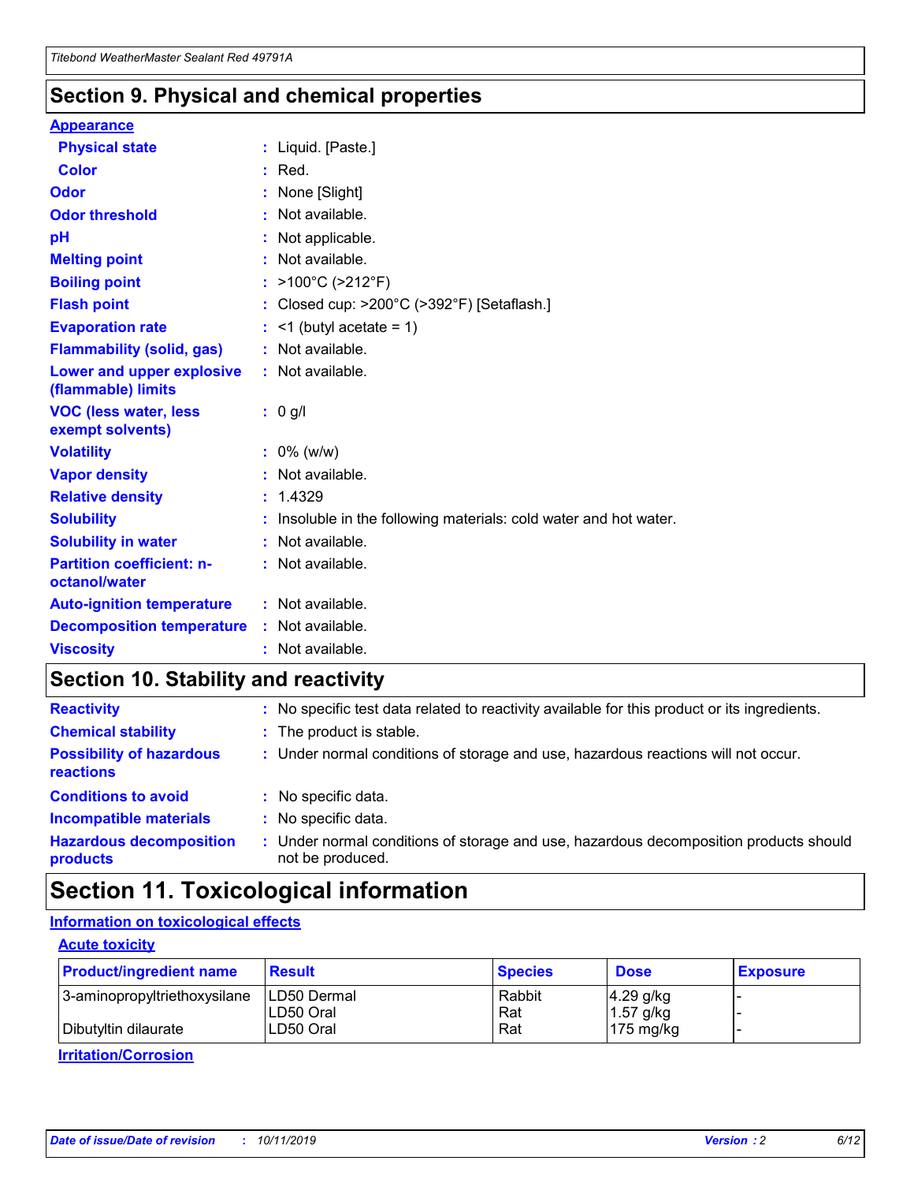## Section 9. Physical and chemical properties

**Appearance**

| | |
|---|---|
| **Physical state** | : Liquid. [Paste.] |
| **Color** | : Red. |
| **Odor** | : None [Slight] |
| **Odor threshold** | : Not available. |
| **pH** | : Not applicable. |
| **Melting point** | : Not available. |
| **Boiling point** | : >100°C (>212°F) |
| **Flash point** | : Closed cup: >200°C (>392°F) [Setaflash.] |
| **Evaporation rate** | : <1 (butyl acetate = 1) |
| **Flammability (solid, gas)** | : Not available. |
| **Lower and upper explosive (flammable) limits** | : Not available. |
| **VOC (less water, less exempt solvents)** | : 0 g/l |
| **Volatility** | : 0% (w/w) |
| **Vapor density** | : Not available. |
| **Relative density** | : 1.4329 |
| **Solubility** | : Insoluble in the following materials: cold water and hot water. |
| **Solubility in water** | : Not available. |
| **Partition coefficient: n-octanol/water** | : Not available. |
| **Auto-ignition temperature** | : Not available. |
| **Decomposition temperature** | : Not available. |
| **Viscosity** | : Not available. |

## Section 10. Stability and reactivity

| | |
|---|---|
| **Reactivity** | : No specific test data related to reactivity available for this product or its ingredients. |
| **Chemical stability** | : The product is stable. |
| **Possibility of hazardous reactions** | : Under normal conditions of storage and use, hazardous reactions will not occur. |
| **Conditions to avoid** | : No specific data. |
| **Incompatible materials** | : No specific data. |
| **Hazardous decomposition products** | : Under normal conditions of storage and use, hazardous decomposition products should not be produced. |

## Section 11. Toxicological information

**Information on toxicological effects**

**Acute toxicity**

| Product/ingredient name | Result | Species | Dose | Exposure |
|---|---|---|---|---|
| 3-aminopropyltriethoxysilane | LD50 Dermal | Rabbit | 4.29 g/kg | - |
| | LD50 Oral | Rat | 1.57 g/kg | - |
| Dibutyltin dilaurate | LD50 Oral | Rat | 175 mg/kg | - |

**Irritation/Corrosion**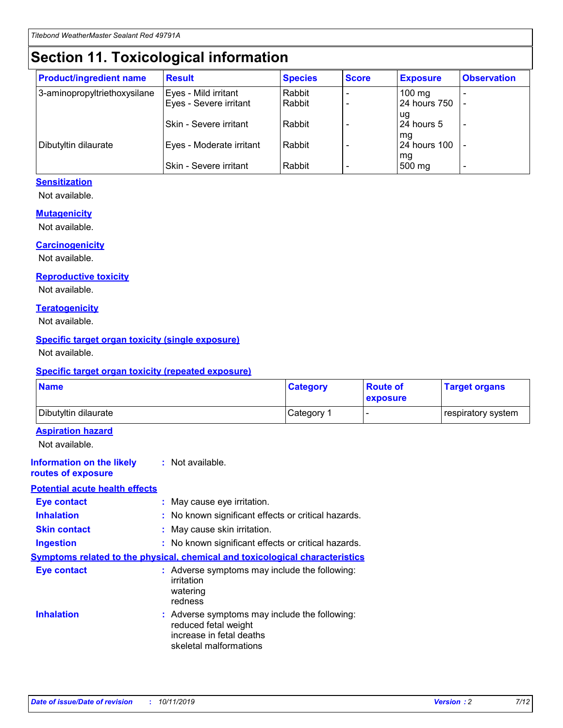# Section 11. Toxicological information

| Product/ingredient name | Result | Species | Score | Exposure | Observation |
|---|---|---|---|---|---|
| 3-aminopropyltriethoxysilane | Eyes - Mild irritant | Rabbit | - | 100 mg | - |
| | Eyes - Severe irritant | Rabbit | - | 24 hours 750 ug | - |
| | Skin - Severe irritant | Rabbit | - | 24 hours 5 mg | - |
| Dibutyltin dilaurate | Eyes - Moderate irritant | Rabbit | - | 24 hours 100 mg | - |
| | Skin - Severe irritant | Rabbit | - | 500 mg | - |

### Sensitization

Not available.

### Mutagenicity

Not available.

### Carcinogenicity

Not available.

### Reproductive toxicity

Not available.

### Teratogenicity

Not available.

### Specific target organ toxicity (single exposure)

Not available.

### Specific target organ toxicity (repeated exposure)

| Name | Category | Route of exposure | Target organs |
|---|---|---|---|
| Dibutyltin dilaurate | Category 1 | - | respiratory system |

### Aspiration hazard

Not available.

**Information on the likely routes of exposure** : Not available.

### Potential acute health effects

**Eye contact** : May cause eye irritation.

**Inhalation** : No known significant effects or critical hazards.

**Skin contact** : May cause skin irritation.

**Ingestion** : No known significant effects or critical hazards.

### Symptoms related to the physical, chemical and toxicological characteristics

**Eye contact** : Adverse symptoms may include the following:
irritation
watering
redness

**Inhalation** : Adverse symptoms may include the following:
reduced fetal weight
increase in fetal deaths
skeletal malformations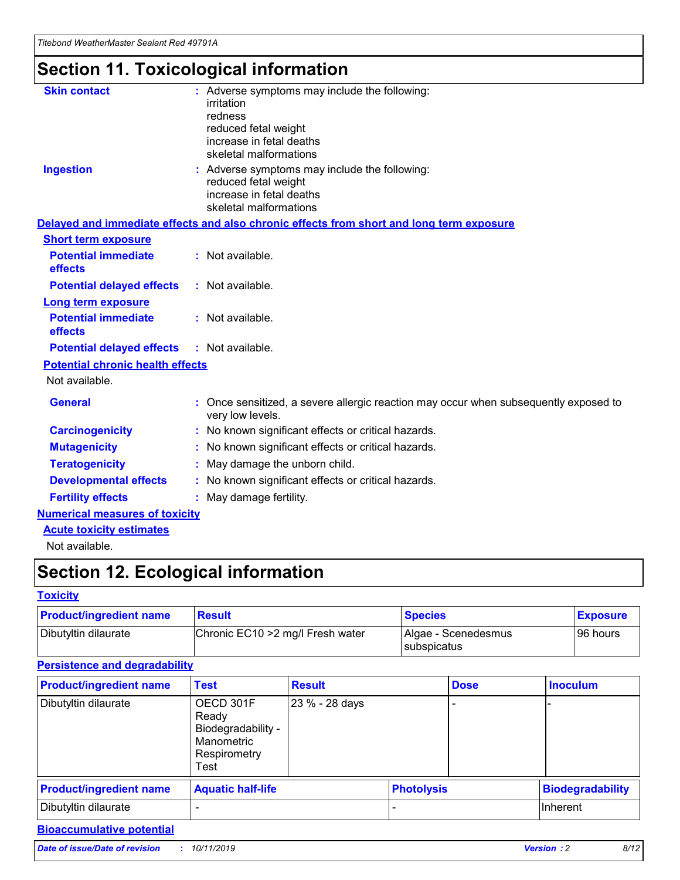# Section 11. Toxicological information

**Skin contact** : Adverse symptoms may include the following:
irritation
redness
reduced fetal weight
increase in fetal deaths
skeletal malformations

**Ingestion** : Adverse symptoms may include the following:
reduced fetal weight
increase in fetal deaths
skeletal malformations

## Delayed and immediate effects and also chronic effects from short and long term exposure

### Short term exposure

**Potential immediate effects** : Not available.

**Potential delayed effects** : Not available.

### Long term exposure

**Potential immediate effects** : Not available.

**Potential delayed effects** : Not available.

### Potential chronic health effects

Not available.

**General** : Once sensitized, a severe allergic reaction may occur when subsequently exposed to very low levels.

**Carcinogenicity** : No known significant effects or critical hazards.

**Mutagenicity** : No known significant effects or critical hazards.

**Teratogenicity** : May damage the unborn child.

**Developmental effects** : No known significant effects or critical hazards.

**Fertility effects** : May damage fertility.

## Numerical measures of toxicity

### Acute toxicity estimates

Not available.

# Section 12. Ecological information

## Toxicity

| Product/ingredient name | Result | Species | Exposure |
|---|---|---|---|
| Dibutyltin dilaurate | Chronic EC10 >2 mg/l Fresh water | Algae - Scenedesmus subspicatus | 96 hours |

## Persistence and degradability

| Product/ingredient name | Test | Result | Dose | Inoculum |
|---|---|---|---|---|
| Dibutyltin dilaurate | OECD 301F Ready Biodegradability - Manometric Respirometry Test | 23 % - 28 days | - | - |

| Product/ingredient name | Aquatic half-life | Photolysis | Biodegradability |
|---|---|---|---|
| Dibutyltin dilaurate | - | - | Inherent |

## Bioaccumulative potential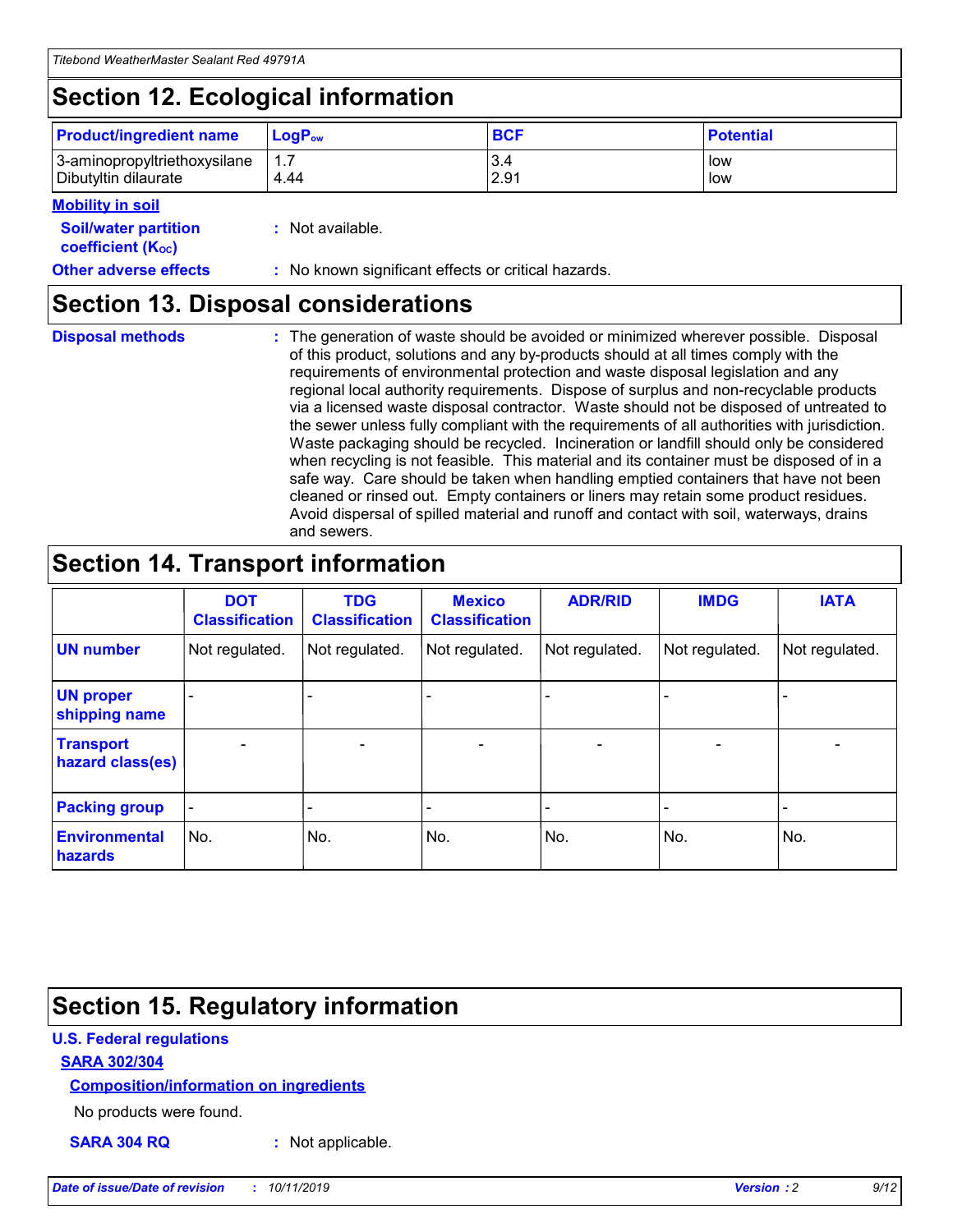## Section 12. Ecological information

| Product/ingredient name | $LogP_{ow}$ | BCF | Potential |
|---|---|---|---|
| 3-aminopropyltriethoxysilane | 1.7 | 3.4 | low |
| Dibutyltin dilaurate | 4.44 | 2.91 | low |

**Mobility in soil**

**Soil/water partition coefficient ($K_{OC}$)** : Not available.

**Other adverse effects** : No known significant effects or critical hazards.

## Section 13. Disposal considerations

**Disposal methods** : The generation of waste should be avoided or minimized wherever possible. Disposal of this product, solutions and any by-products should at all times comply with the requirements of environmental protection and waste disposal legislation and any regional local authority requirements. Dispose of surplus and non-recyclable products via a licensed waste disposal contractor. Waste should not be disposed of untreated to the sewer unless fully compliant with the requirements of all authorities with jurisdiction. Waste packaging should be recycled. Incineration or landfill should only be considered when recycling is not feasible. This material and its container must be disposed of in a safe way. Care should be taken when handling emptied containers that have not been cleaned or rinsed out. Empty containers or liners may retain some product residues. Avoid dispersal of spilled material and runoff and contact with soil, waterways, drains and sewers.

## Section 14. Transport information

| | DOT Classification | TDG Classification | Mexico Classification | ADR/RID | IMDG | IATA |
|---|---|---|---|---|---|---|
| UN number | Not regulated. | Not regulated. | Not regulated. | Not regulated. | Not regulated. | Not regulated. |
| UN proper shipping name | - | - | - | - | - | - |
| Transport hazard class(es) | - | - | - | - | - | - |
| Packing group | - | - | - | - | - | - |
| Environmental hazards | No. | No. | No. | No. | No. | No. |

## Section 15. Regulatory information

**U.S. Federal regulations**

**SARA 302/304**

**Composition/information on ingredients**

No products were found.

**SARA 304 RQ** : Not applicable.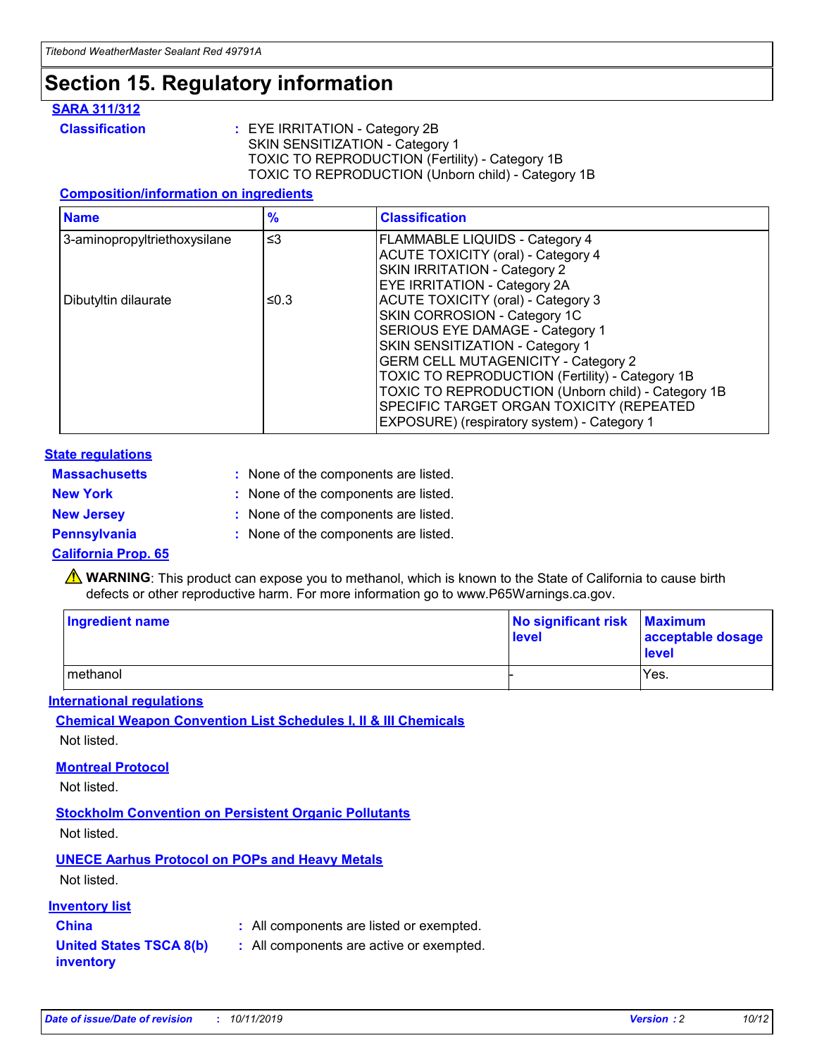# Section 15. Regulatory information

## SARA 311/312

**Classification** : EYE IRRITATION - Category 2B
SKIN SENSITIZATION - Category 1
TOXIC TO REPRODUCTION (Fertility) - Category 1B
TOXIC TO REPRODUCTION (Unborn child) - Category 1B

### Composition/information on ingredients

| Name | % | Classification |
| --- | --- | --- |
| 3-aminopropyltriethoxysilane | ≤3 | FLAMMABLE LIQUIDS - Category 4<br>ACUTE TOXICITY (oral) - Category 4<br>SKIN IRRITATION - Category 2<br>EYE IRRITATION - Category 2A |
| Dibutyltin dilaurate | ≤0.3 | ACUTE TOXICITY (oral) - Category 3<br>SKIN CORROSION - Category 1C<br>SERIOUS EYE DAMAGE - Category 1<br>SKIN SENSITIZATION - Category 1<br>GERM CELL MUTAGENICITY - Category 2<br>TOXIC TO REPRODUCTION (Fertility) - Category 1B<br>TOXIC TO REPRODUCTION (Unborn child) - Category 1B<br>SPECIFIC TARGET ORGAN TOXICITY (REPEATED EXPOSURE) (respiratory system) - Category 1 |

## State regulations

**Massachusetts** : None of the components are listed.

**New York** : None of the components are listed.

**New Jersey** : None of the components are listed.

**Pennsylvania** : None of the components are listed.

### California Prop. 65

⚠ **WARNING**: This product can expose you to methanol, which is known to the State of California to cause birth defects or other reproductive harm. For more information go to www.P65Warnings.ca.gov.

| Ingredient name | No significant risk level | Maximum acceptable dosage level |
| --- | --- | --- |
| methanol | - | Yes. |

## International regulations

### Chemical Weapon Convention List Schedules I, II & III Chemicals

Not listed.

### Montreal Protocol

Not listed.

### Stockholm Convention on Persistent Organic Pollutants

Not listed.

### UNECE Aarhus Protocol on POPs and Heavy Metals

Not listed.

## Inventory list

**China** : All components are listed or exempted.

**United States TSCA 8(b) inventory** : All components are active or exempted.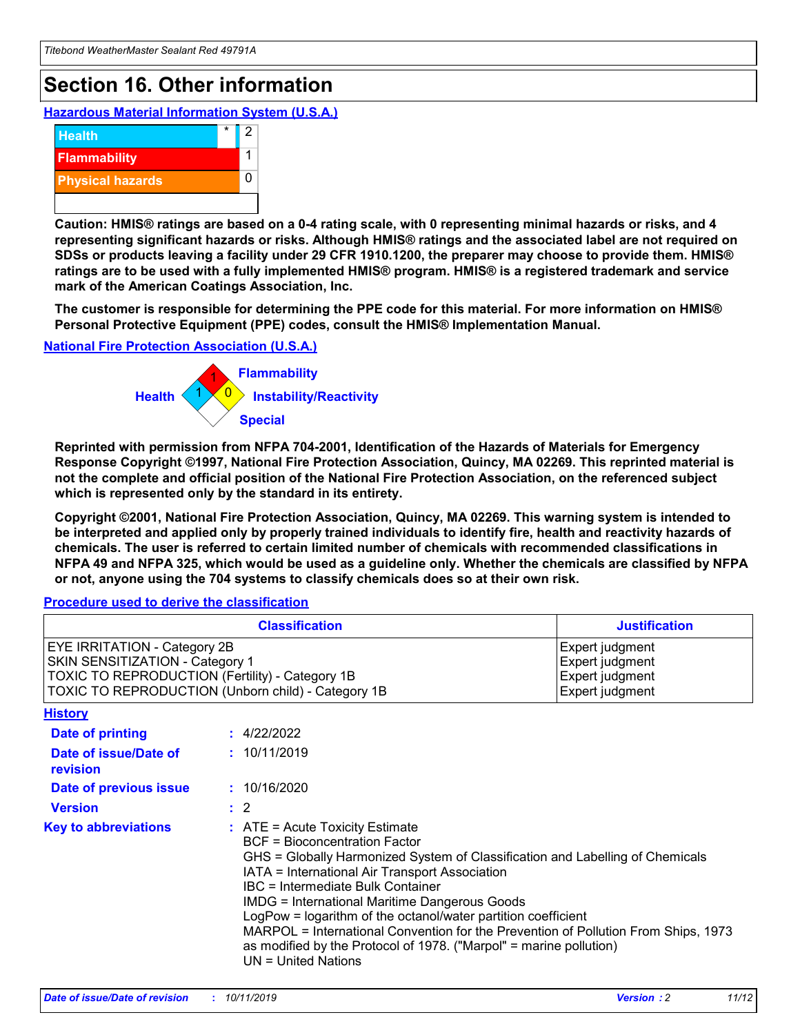# Section 16. Other information

### Hazardous Material Information System (U.S.A.)

| | | |
|---|---|---|
| Health | * | 2 |
| Flammability | | 1 |
| Physical hazards | | 0 |

**Caution: HMIS® ratings are based on a 0-4 rating scale, with 0 representing minimal hazards or risks, and 4 representing significant hazards or risks. Although HMIS® ratings and the associated label are not required on SDSs or products leaving a facility under 29 CFR 1910.1200, the preparer may choose to provide them. HMIS® ratings are to be used with a fully implemented HMIS® program. HMIS® is a registered trademark and service mark of the American Coatings Association, Inc.**

**The customer is responsible for determining the PPE code for this material. For more information on HMIS® Personal Protective Equipment (PPE) codes, consult the HMIS® Implementation Manual.**

### National Fire Protection Association (U.S.A.)

Flammability: 1
Health: 1
Instability/Reactivity: 0
Special

**Reprinted with permission from NFPA 704-2001, Identification of the Hazards of Materials for Emergency Response Copyright ©1997, National Fire Protection Association, Quincy, MA 02269. This reprinted material is not the complete and official position of the National Fire Protection Association, on the referenced subject which is represented only by the standard in its entirety.**

**Copyright ©2001, National Fire Protection Association, Quincy, MA 02269. This warning system is intended to be interpreted and applied only by properly trained individuals to identify fire, health and reactivity hazards of chemicals. The user is referred to certain limited number of chemicals with recommended classifications in NFPA 49 and NFPA 325, which would be used as a guideline only. Whether the chemicals are classified by NFPA or not, anyone using the 704 systems to classify chemicals does so at their own risk.**

### Procedure used to derive the classification

| Classification | Justification |
|---|---|
| EYE IRRITATION - Category 2B | Expert judgment |
| SKIN SENSITIZATION - Category 1 | Expert judgment |
| TOXIC TO REPRODUCTION (Fertility) - Category 1B | Expert judgment |
| TOXIC TO REPRODUCTION (Unborn child) - Category 1B | Expert judgment |

### History

**Date of printing** : 4/22/2022

**Date of issue/Date of revision** : 10/11/2019

**Date of previous issue** : 10/16/2020

**Version** : 2

**Key to abbreviations** :
ATE = Acute Toxicity Estimate
BCF = Bioconcentration Factor
GHS = Globally Harmonized System of Classification and Labelling of Chemicals
IATA = International Air Transport Association
IBC = Intermediate Bulk Container
IMDG = International Maritime Dangerous Goods
LogPow = logarithm of the octanol/water partition coefficient
MARPOL = International Convention for the Prevention of Pollution From Ships, 1973 as modified by the Protocol of 1978. ("Marpol" = marine pollution)
UN = United Nations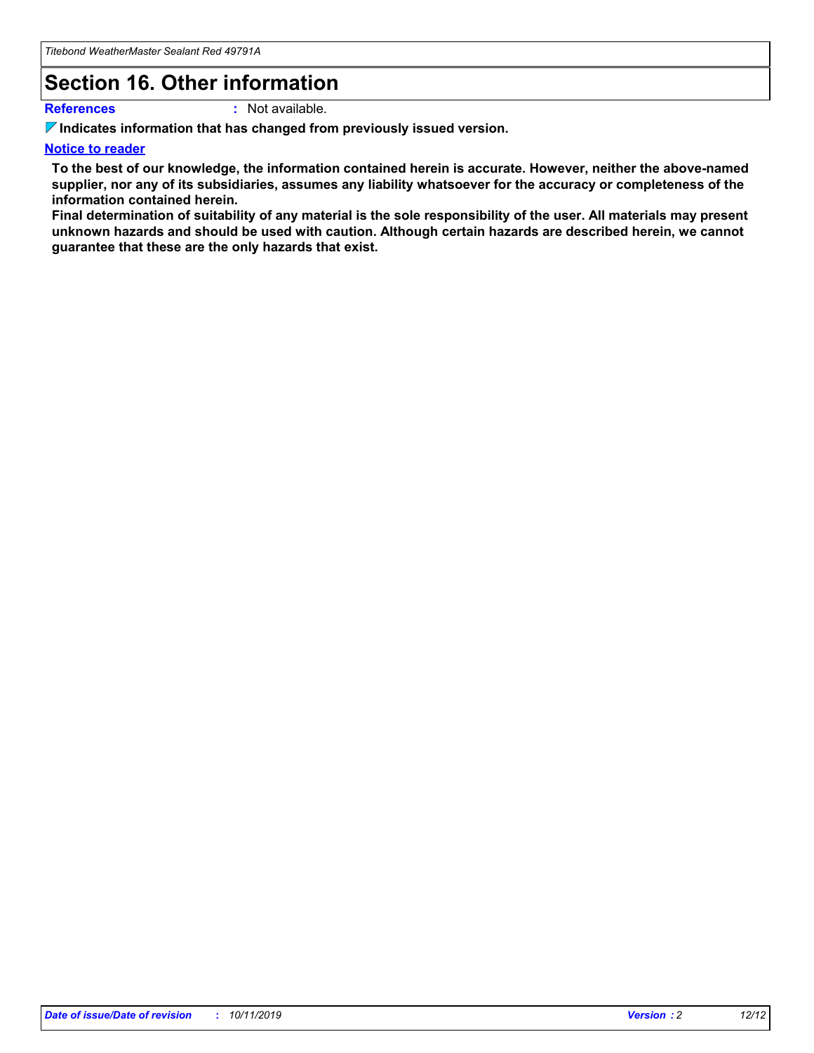# Section 16. Other information

**References** : Not available.

**Indicates information that has changed from previously issued version.**

**Notice to reader**

**To the best of our knowledge, the information contained herein is accurate. However, neither the above-named supplier, nor any of its subsidiaries, assumes any liability whatsoever for the accuracy or completeness of the information contained herein.**

**Final determination of suitability of any material is the sole responsibility of the user. All materials may present unknown hazards and should be used with caution. Although certain hazards are described herein, we cannot guarantee that these are the only hazards that exist.**